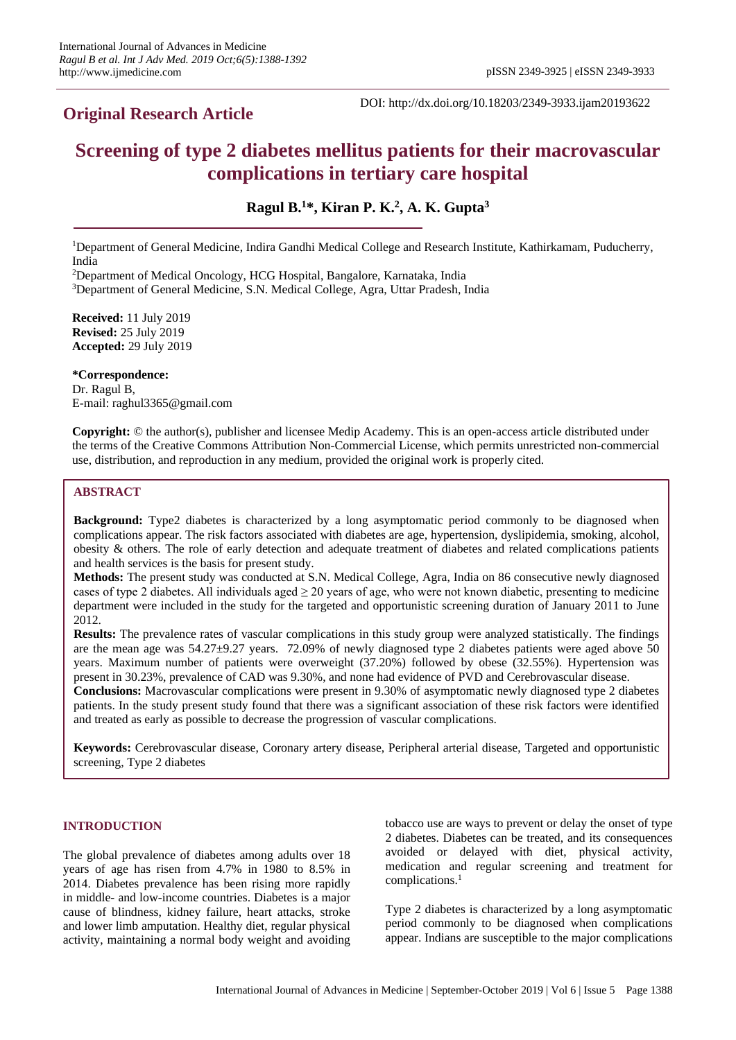**Original Research Article**

DOI: http://dx.doi.org/10.18203/2349-3933.ijam20193622

# Screening of type 2 diabetes mellitus patients for their macrovascular complications in tertiary care hospital

**Ragul B.[1]\*, Kiran P. K.[2], A. K. Gupta[3]**

[1]Department of General Medicine, Indira Gandhi Medical College and Research Institute, Kathirkamam, Puducherry, India

[2]Department of Medical Oncology, HCG Hospital, Bangalore, Karnataka, India

[3]Department of General Medicine, S.N. Medical College, Agra, Uttar Pradesh, India

**Received:** 11 July 2019
**Revised:** 25 July 2019
**Accepted:** 29 July 2019

**\*Correspondence:**
Dr. Ragul B,
E-mail: raghul3365@gmail.com

**Copyright:** © the author(s), publisher and licensee Medip Academy. This is an open-access article distributed under the terms of the Creative Commons Attribution Non-Commercial License, which permits unrestricted non-commercial use, distribution, and reproduction in any medium, provided the original work is properly cited.

## ABSTRACT

**Background:** Type2 diabetes is characterized by a long asymptomatic period commonly to be diagnosed when complications appear. The risk factors associated with diabetes are age, hypertension, dyslipidemia, smoking, alcohol, obesity & others. The role of early detection and adequate treatment of diabetes and related complications patients and health services is the basis for present study.

**Methods:** The present study was conducted at S.N. Medical College, Agra, India on 86 consecutive newly diagnosed cases of type 2 diabetes. All individuals aged ≥ 20 years of age, who were not known diabetic, presenting to medicine department were included in the study for the targeted and opportunistic screening duration of January 2011 to June 2012.

**Results:** The prevalence rates of vascular complications in this study group were analyzed statistically. The findings are the mean age was 54.27±9.27 years. 72.09% of newly diagnosed type 2 diabetes patients were aged above 50 years. Maximum number of patients were overweight (37.20%) followed by obese (32.55%). Hypertension was present in 30.23%, prevalence of CAD was 9.30%, and none had evidence of PVD and Cerebrovascular disease.

**Conclusions:** Macrovascular complications were present in 9.30% of asymptomatic newly diagnosed type 2 diabetes patients. In the study present study found that there was a significant association of these risk factors were identified and treated as early as possible to decrease the progression of vascular complications.

**Keywords:** Cerebrovascular disease, Coronary artery disease, Peripheral arterial disease, Targeted and opportunistic screening, Type 2 diabetes

## INTRODUCTION

The global prevalence of diabetes among adults over 18 years of age has risen from 4.7% in 1980 to 8.5% in 2014. Diabetes prevalence has been rising more rapidly in middle- and low-income countries. Diabetes is a major cause of blindness, kidney failure, heart attacks, stroke and lower limb amputation. Healthy diet, regular physical activity, maintaining a normal body weight and avoiding tobacco use are ways to prevent or delay the onset of type 2 diabetes. Diabetes can be treated, and its consequences avoided or delayed with diet, physical activity, medication and regular screening and treatment for complications.[1]

Type 2 diabetes is characterized by a long asymptomatic period commonly to be diagnosed when complications appear. Indians are susceptible to the major complications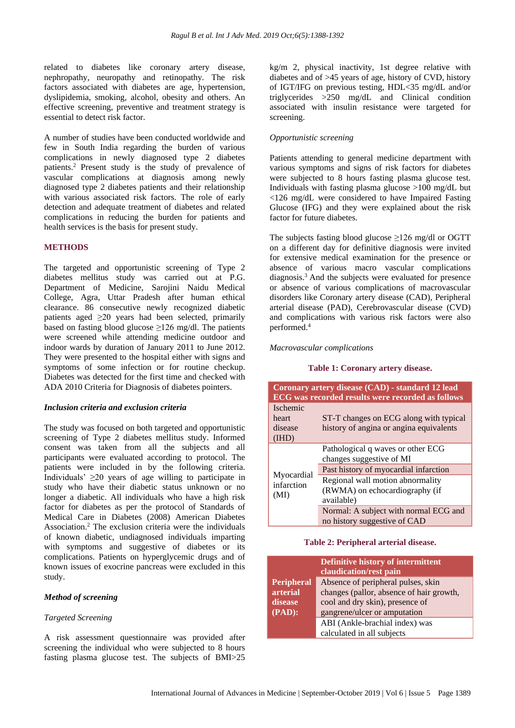related to diabetes like coronary artery disease, nephropathy, neuropathy and retinopathy. The risk factors associated with diabetes are age, hypertension, dyslipidemia, smoking, alcohol, obesity and others. An effective screening, preventive and treatment strategy is essential to detect risk factor.

A number of studies have been conducted worldwide and few in South India regarding the burden of various complications in newly diagnosed type 2 diabetes patients.[2] Present study is the study of prevalence of vascular complications at diagnosis among newly diagnosed type 2 diabetes patients and their relationship with various associated risk factors. The role of early detection and adequate treatment of diabetes and related complications in reducing the burden for patients and health services is the basis for present study.

## METHODS

The targeted and opportunistic screening of Type 2 diabetes mellitus study was carried out at P.G. Department of Medicine, Sarojini Naidu Medical College, Agra, Uttar Pradesh after human ethical clearance. 86 consecutive newly recognized diabetic patients aged ≥20 years had been selected, primarily based on fasting blood glucose ≥126 mg/dl. The patients were screened while attending medicine outdoor and indoor wards by duration of January 2011 to June 2012. They were presented to the hospital either with signs and symptoms of some infection or for routine checkup. Diabetes was detected for the first time and checked with ADA 2010 Criteria for Diagnosis of diabetes pointers.

### *Inclusion criteria and exclusion criteria*

The study was focused on both targeted and opportunistic screening of Type 2 diabetes mellitus study. Informed consent was taken from all the subjects and all participants were evaluated according to protocol. The patients were included in by the following criteria. Individuals' ≥20 years of age willing to participate in study who have their diabetic status unknown or no longer a diabetic. All individuals who have a high risk factor for diabetes as per the protocol of Standards of Medical Care in Diabetes (2008) American Diabetes Association.[2] The exclusion criteria were the individuals of known diabetic, undiagnosed individuals imparting with symptoms and suggestive of diabetes or its complications. Patients on hyperglycemic drugs and of known issues of exocrine pancreas were excluded in this study.

### *Method of screening*

*Targeted Screening*

A risk assessment questionnaire was provided after screening the individual who were subjected to 8 hours fasting plasma glucose test. The subjects of BMI>25 kg/m 2, physical inactivity, 1st degree relative with diabetes and of >45 years of age, history of CVD, history of IGT/IFG on previous testing, HDL<35 mg/dL and/or triglycerides >250 mg/dL and Clinical condition associated with insulin resistance were targeted for screening.

*Opportunistic screening*

Patients attending to general medicine department with various symptoms and signs of risk factors for diabetes were subjected to 8 hours fasting plasma glucose test. Individuals with fasting plasma glucose >100 mg/dL but <126 mg/dL were considered to have Impaired Fasting Glucose (IFG) and they were explained about the risk factor for future diabetes.

The subjects fasting blood glucose ≥126 mg/dl or OGTT on a different day for definitive diagnosis were invited for extensive medical examination for the presence or absence of various macro vascular complications diagnosis.[3] And the subjects were evaluated for presence or absence of various complications of macrovascular disorders like Coronary artery disease (CAD), Peripheral arterial disease (PAD), Cerebrovascular disease (CVD) and complications with various risk factors were also performed.[4]

*Macrovascular complications*

**Table 1: Coronary artery disease.**

| Coronary artery disease (CAD) - standard 12 lead ECG was recorded results were recorded as follows | |
|---|---|
| Ischemic heart disease (IHD) | ST-T changes on ECG along with typical history of angina or angina equivalents |
| Myocardial infarction (MI) | Pathological q waves or other ECG changes suggestive of MI |
| | Past history of myocardial infarction |
| | Regional wall motion abnormality (RWMA) on echocardiography (if available) |
| | Normal: A subject with normal ECG and no history suggestive of CAD |

**Table 2: Peripheral arterial disease.**

| Peripheral arterial disease (PAD): | Definitive history of intermittent claudication/rest pain |
|---|---|
| | Absence of peripheral pulses, skin changes (pallor, absence of hair growth, cool and dry skin), presence of gangrene/ulcer or amputation |
| | ABI (Ankle-brachial index) was calculated in all subjects |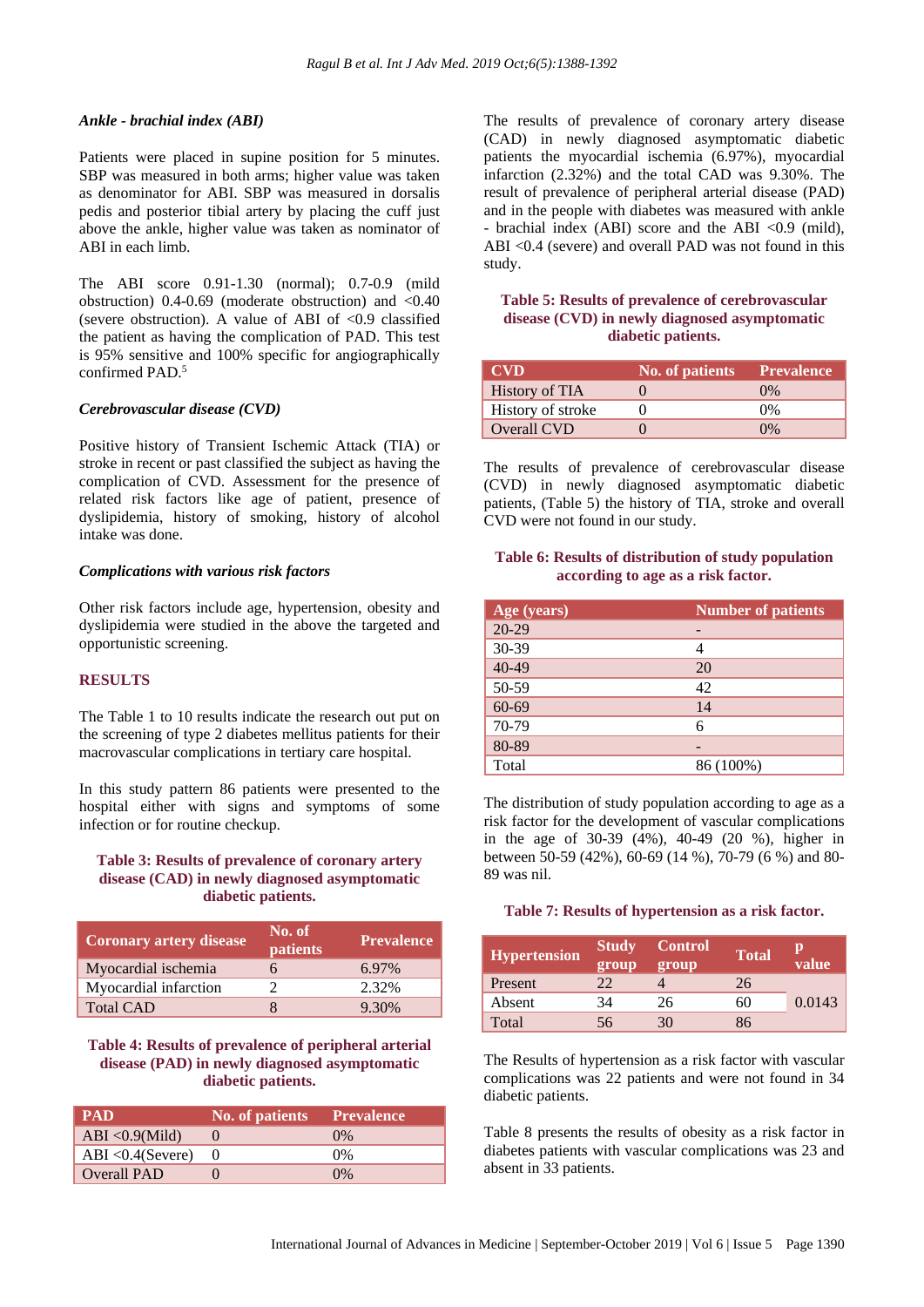### *Ankle - brachial index (ABI)*

Patients were placed in supine position for 5 minutes. SBP was measured in both arms; higher value was taken as denominator for ABI. SBP was measured in dorsalis pedis and posterior tibial artery by placing the cuff just above the ankle, higher value was taken as nominator of ABI in each limb.

The ABI score 0.91-1.30 (normal); 0.7-0.9 (mild obstruction) 0.4-0.69 (moderate obstruction) and <0.40 (severe obstruction). A value of ABI of <0.9 classified the patient as having the complication of PAD. This test is 95% sensitive and 100% specific for angiographically confirmed PAD.[5]

### *Cerebrovascular disease (CVD)*

Positive history of Transient Ischemic Attack (TIA) or stroke in recent or past classified the subject as having the complication of CVD. Assessment for the presence of related risk factors like age of patient, presence of dyslipidemia, history of smoking, history of alcohol intake was done.

### *Complications with various risk factors*

Other risk factors include age, hypertension, obesity and dyslipidemia were studied in the above the targeted and opportunistic screening.

## RESULTS

The Table 1 to 10 results indicate the research out put on the screening of type 2 diabetes mellitus patients for their macrovascular complications in tertiary care hospital.

In this study pattern 86 patients were presented to the hospital either with signs and symptoms of some infection or for routine checkup.

**Table 3: Results of prevalence of coronary artery disease (CAD) in newly diagnosed asymptomatic diabetic patients.**

| Coronary artery disease | No. of patients | Prevalence |
|---|---|---|
| Myocardial ischemia | 6 | 6.97% |
| Myocardial infarction | 2 | 2.32% |
| Total CAD | 8 | 9.30% |

**Table 4: Results of prevalence of peripheral arterial disease (PAD) in newly diagnosed asymptomatic diabetic patients.**

| PAD | No. of patients | Prevalence |
|---|---|---|
| ABI <0.9(Mild) | 0 | 0% |
| ABI <0.4(Severe) | 0 | 0% |
| Overall PAD | 0 | 0% |

The results of prevalence of coronary artery disease (CAD) in newly diagnosed asymptomatic diabetic patients the myocardial ischemia (6.97%), myocardial infarction (2.32%) and the total CAD was 9.30%. The result of prevalence of peripheral arterial disease (PAD) and in the people with diabetes was measured with ankle - brachial index (ABI) score and the ABI <0.9 (mild), ABI <0.4 (severe) and overall PAD was not found in this study.

**Table 5: Results of prevalence of cerebrovascular disease (CVD) in newly diagnosed asymptomatic diabetic patients.**

| CVD | No. of patients | Prevalence |
|---|---|---|
| History of TIA | 0 | 0% |
| History of stroke | 0 | 0% |
| Overall CVD | 0 | 0% |

The results of prevalence of cerebrovascular disease (CVD) in newly diagnosed asymptomatic diabetic patients, (Table 5) the history of TIA, stroke and overall CVD were not found in our study.

**Table 6: Results of distribution of study population according to age as a risk factor.**

| Age (years) | Number of patients |
|---|---|
| 20-29 | - |
| 30-39 | 4 |
| 40-49 | 20 |
| 50-59 | 42 |
| 60-69 | 14 |
| 70-79 | 6 |
| 80-89 | - |
| Total | 86 (100%) |

The distribution of study population according to age as a risk factor for the development of vascular complications in the age of 30-39 (4%), 40-49 (20 %), higher in between 50-59 (42%), 60-69 (14 %), 70-79 (6 %) and 80-89 was nil.

**Table 7: Results of hypertension as a risk factor.**

| Hypertension | Study group | Control group | Total | p value |
|---|---|---|---|---|
| Present | 22 | 4 | 26 | 0.0143 |
| Absent | 34 | 26 | 60 | |
| Total | 56 | 30 | 86 | |

The Results of hypertension as a risk factor with vascular complications was 22 patients and were not found in 34 diabetic patients.

Table 8 presents the results of obesity as a risk factor in diabetes patients with vascular complications was 23 and absent in 33 patients.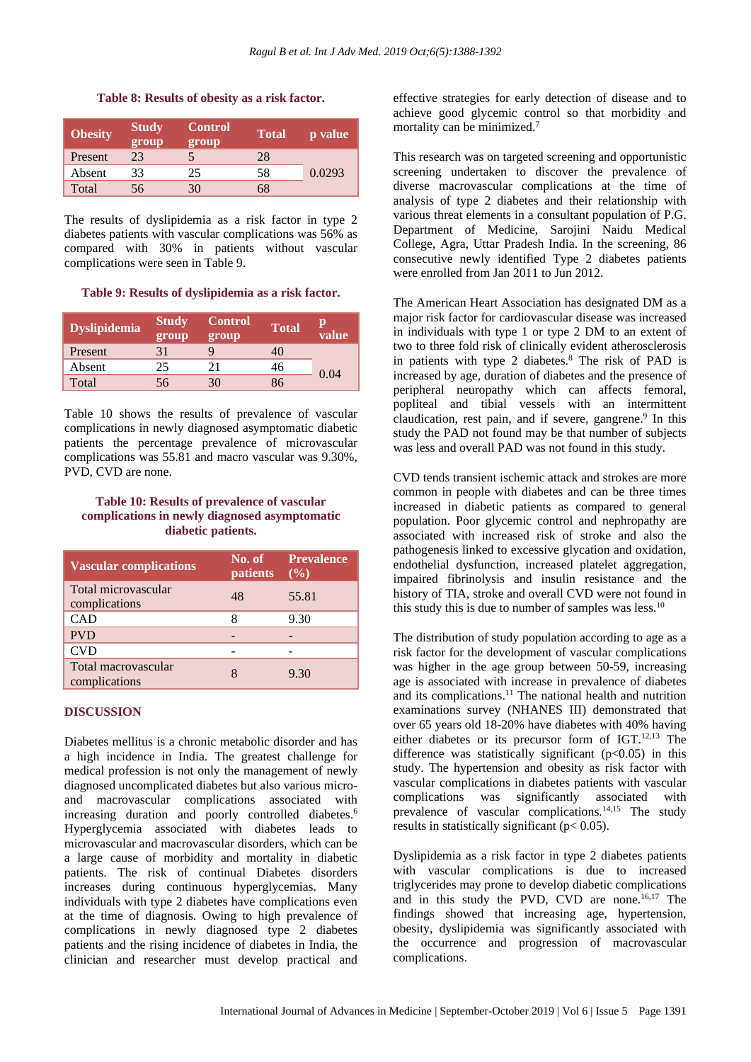**Table 8: Results of obesity as a risk factor.**

| Obesity | Study group | Control group | Total | p value |
|---|---|---|---|---|
| Present | 23 | 5 | 28 | |
| Absent | 33 | 25 | 58 | 0.0293 |
| Total | 56 | 30 | 68 | |

The results of dyslipidemia as a risk factor in type 2 diabetes patients with vascular complications was 56% as compared with 30% in patients without vascular complications were seen in Table 9.

**Table 9: Results of dyslipidemia as a risk factor.**

| Dyslipidemia | Study group | Control group | Total | p value |
|---|---|---|---|---|
| Present | 31 | 9 | 40 | |
| Absent | 25 | 21 | 46 | 0.04 |
| Total | 56 | 30 | 86 | |

Table 10 shows the results of prevalence of vascular complications in newly diagnosed asymptomatic diabetic patients the percentage prevalence of microvascular complications was 55.81 and macro vascular was 9.30%, PVD, CVD are none.

**Table 10: Results of prevalence of vascular complications in newly diagnosed asymptomatic diabetic patients.**

| Vascular complications | No. of patients | Prevalence (%) |
|---|---|---|
| Total microvascular complications | 48 | 55.81 |
| CAD | 8 | 9.30 |
| PVD | - | - |
| CVD | - | - |
| Total macrovascular complications | 8 | 9.30 |

## DISCUSSION

Diabetes mellitus is a chronic metabolic disorder and has a high incidence in India. The greatest challenge for medical profession is not only the management of newly diagnosed uncomplicated diabetes but also various micro- and macrovascular complications associated with increasing duration and poorly controlled diabetes.[6] Hyperglycemia associated with diabetes leads to microvascular and macrovascular disorders, which can be a large cause of morbidity and mortality in diabetic patients. The risk of continual Diabetes disorders increases during continuous hyperglycemias. Many individuals with type 2 diabetes have complications even at the time of diagnosis. Owing to high prevalence of complications in newly diagnosed type 2 diabetes patients and the rising incidence of diabetes in India, the clinician and researcher must develop practical and effective strategies for early detection of disease and to achieve good glycemic control so that morbidity and mortality can be minimized.[7]

This research was on targeted screening and opportunistic screening undertaken to discover the prevalence of diverse macrovascular complications at the time of analysis of type 2 diabetes and their relationship with various threat elements in a consultant population of P.G. Department of Medicine, Sarojini Naidu Medical College, Agra, Uttar Pradesh India. In the screening, 86 consecutive newly identified Type 2 diabetes patients were enrolled from Jan 2011 to Jun 2012.

The American Heart Association has designated DM as a major risk factor for cardiovascular disease was increased in individuals with type 1 or type 2 DM to an extent of two to three fold risk of clinically evident atherosclerosis in patients with type 2 diabetes.[8] The risk of PAD is increased by age, duration of diabetes and the presence of peripheral neuropathy which can affects femoral, popliteal and tibial vessels with an intermittent claudication, rest pain, and if severe, gangrene.[9] In this study the PAD not found may be that number of subjects was less and overall PAD was not found in this study.

CVD tends transient ischemic attack and strokes are more common in people with diabetes and can be three times increased in diabetic patients as compared to general population. Poor glycemic control and nephropathy are associated with increased risk of stroke and also the pathogenesis linked to excessive glycation and oxidation, endothelial dysfunction, increased platelet aggregation, impaired fibrinolysis and insulin resistance and the history of TIA, stroke and overall CVD were not found in this study this is due to number of samples was less.[10]

The distribution of study population according to age as a risk factor for the development of vascular complications was higher in the age group between 50-59, increasing age is associated with increase in prevalence of diabetes and its complications.[11] The national health and nutrition examinations survey (NHANES III) demonstrated that over 65 years old 18-20% have diabetes with 40% having either diabetes or its precursor form of IGT.[12,13] The difference was statistically significant ($p<0.05$) in this study. The hypertension and obesity as risk factor with vascular complications in diabetes patients with vascular complications was significantly associated with prevalence of vascular complications.[14,15] The study results in statistically significant ($p< 0.05$).

Dyslipidemia as a risk factor in type 2 diabetes patients with vascular complications is due to increased triglycerides may prone to develop diabetic complications and in this study the PVD, CVD are none.[16,17] The findings showed that increasing age, hypertension, obesity, dyslipidemia was significantly associated with the occurrence and progression of macrovascular complications.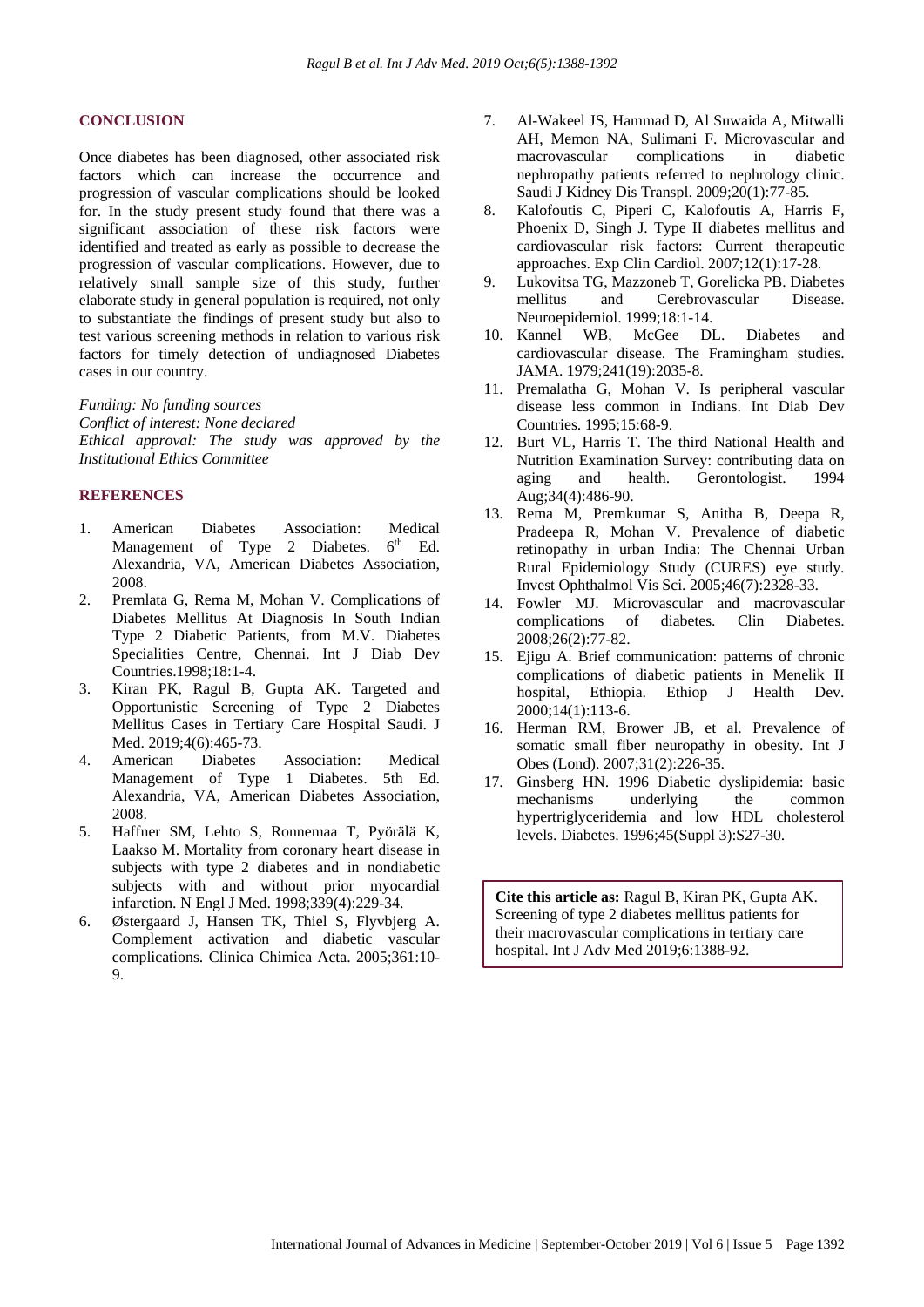## CONCLUSION

Once diabetes has been diagnosed, other associated risk factors which can increase the occurrence and progression of vascular complications should be looked for. In the study present study found that there was a significant association of these risk factors were identified and treated as early as possible to decrease the progression of vascular complications. However, due to relatively small sample size of this study, further elaborate study in general population is required, not only to substantiate the findings of present study but also to test various screening methods in relation to various risk factors for timely detection of undiagnosed Diabetes cases in our country.

*Funding: No funding sources*
*Conflict of interest: None declared*
*Ethical approval: The study was approved by the Institutional Ethics Committee*

## REFERENCES

1. American Diabetes Association: Medical Management of Type 2 Diabetes. 6th Ed. Alexandria, VA, American Diabetes Association, 2008.
2. Premlata G, Rema M, Mohan V. Complications of Diabetes Mellitus At Diagnosis In South Indian Type 2 Diabetic Patients, from M.V. Diabetes Specialities Centre, Chennai. Int J Diab Dev Countries.1998;18:1-4.
3. Kiran PK, Ragul B, Gupta AK. Targeted and Opportunistic Screening of Type 2 Diabetes Mellitus Cases in Tertiary Care Hospital Saudi. J Med. 2019;4(6):465-73.
4. American Diabetes Association: Medical Management of Type 1 Diabetes. 5th Ed. Alexandria, VA, American Diabetes Association, 2008.
5. Haffner SM, Lehto S, Ronnemaa T, Pyörälä K, Laakso M. Mortality from coronary heart disease in subjects with type 2 diabetes and in nondiabetic subjects with and without prior myocardial infarction. N Engl J Med. 1998;339(4):229-34.
6. Østergaard J, Hansen TK, Thiel S, Flyvbjerg A. Complement activation and diabetic vascular complications. Clinica Chimica Acta. 2005;361:10-9.
7. Al-Wakeel JS, Hammad D, Al Suwaida A, Mitwalli AH, Memon NA, Sulimani F. Microvascular and macrovascular complications in diabetic nephropathy patients referred to nephrology clinic. Saudi J Kidney Dis Transpl. 2009;20(1):77-85.
8. Kalofoutis C, Piperi C, Kalofoutis A, Harris F, Phoenix D, Singh J. Type II diabetes mellitus and cardiovascular risk factors: Current therapeutic approaches. Exp Clin Cardiol. 2007;12(1):17-28.
9. Lukovitsa TG, Mazzoneb T, Gorelicka PB. Diabetes mellitus and Cerebrovascular Disease. Neuroepidemiol. 1999;18:1-14.
10. Kannel WB, McGee DL. Diabetes and cardiovascular disease. The Framingham studies. JAMA. 1979;241(19):2035-8.
11. Premalatha G, Mohan V. Is peripheral vascular disease less common in Indians. Int Diab Dev Countries. 1995;15:68-9.
12. Burt VL, Harris T. The third National Health and Nutrition Examination Survey: contributing data on aging and health. Gerontologist. 1994 Aug;34(4):486-90.
13. Rema M, Premkumar S, Anitha B, Deepa R, Pradeepa R, Mohan V. Prevalence of diabetic retinopathy in urban India: The Chennai Urban Rural Epidemiology Study (CURES) eye study. Invest Ophthalmol Vis Sci. 2005;46(7):2328-33.
14. Fowler MJ. Microvascular and macrovascular complications of diabetes. Clin Diabetes. 2008;26(2):77-82.
15. Ejigu A. Brief communication: patterns of chronic complications of diabetic patients in Menelik II hospital, Ethiopia. Ethiop J Health Dev. 2000;14(1):113-6.
16. Herman RM, Brower JB, et al. Prevalence of somatic small fiber neuropathy in obesity. Int J Obes (Lond). 2007;31(2):226-35.
17. Ginsberg HN. 1996 Diabetic dyslipidemia: basic mechanisms underlying the common hypertriglyceridemia and low HDL cholesterol levels. Diabetes. 1996;45(Suppl 3):S27-30.

**Cite this article as:** Ragul B, Kiran PK, Gupta AK. Screening of type 2 diabetes mellitus patients for their macrovascular complications in tertiary care hospital. Int J Adv Med 2019;6:1388-92.